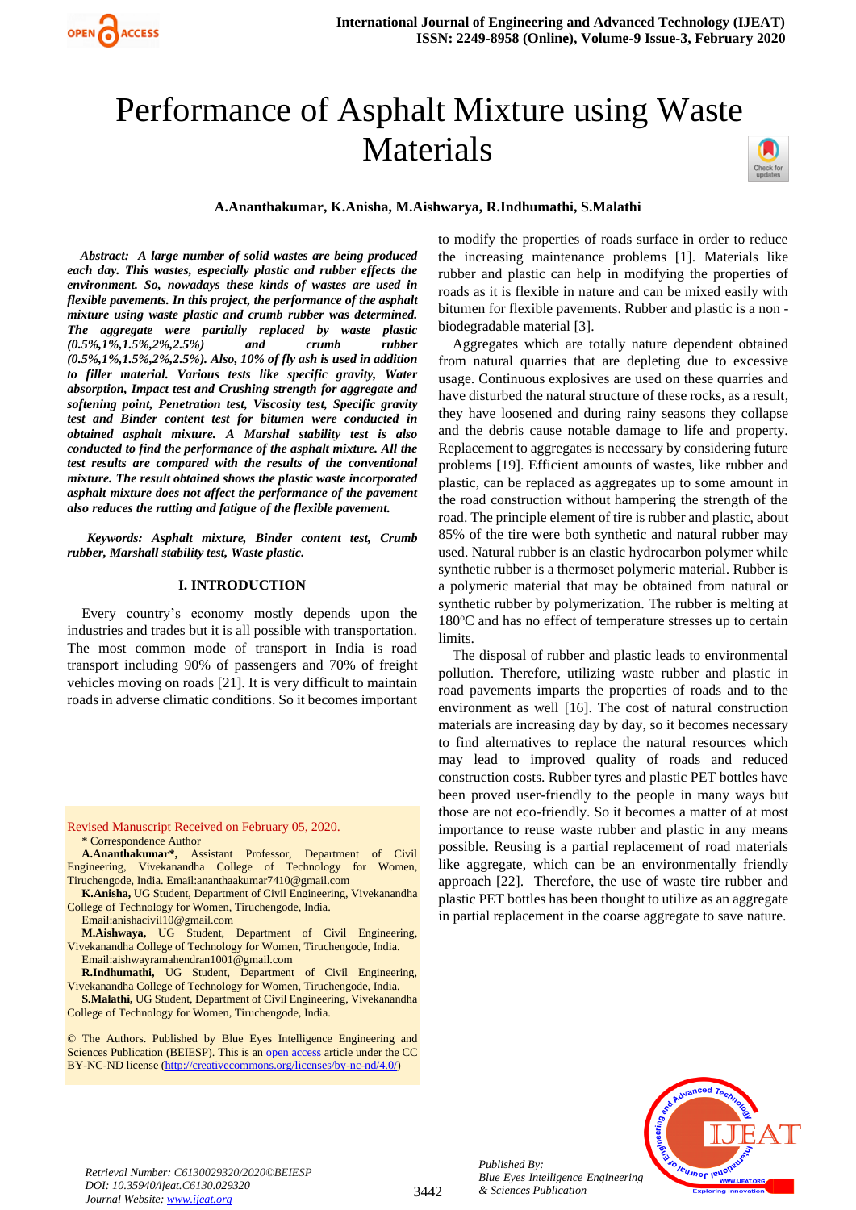# Performance of Asphalt Mixture using Waste Materials

**A.Ananthakumar, K.Anisha, M.Aishwarya, R.Indhumathi, S.Malathi**

***Abstract:** A large number of solid wastes are being produced each day. This wastes, especially plastic and rubber effects the environment. So, nowadays these kinds of wastes are used in flexible pavements. In this project, the performance of the asphalt mixture using waste plastic and crumb rubber was determined. The aggregate were partially replaced by waste plastic (0.5%,1%,1.5%,2%,2.5%) and crumb rubber (0.5%,1%,1.5%,2%,2.5%). Also, 10% of fly ash is used in addition to filler material. Various tests like specific gravity, Water absorption, Impact test and Crushing strength for aggregate and softening point, Penetration test, Viscosity test, Specific gravity test and Binder content test for bitumen were conducted in obtained asphalt mixture. A Marshal stability test is also conducted to find the performance of the asphalt mixture. All the test results are compared with the results of the conventional mixture. The result obtained shows the plastic waste incorporated asphalt mixture does not affect the performance of the pavement also reduces the rutting and fatigue of the flexible pavement.*

***Keywords:** Asphalt mixture, Binder content test, Crumb rubber, Marshall stability test, Waste plastic.*

## I. INTRODUCTION

Every country's economy mostly depends upon the industries and trades but it is all possible with transportation. The most common mode of transport in India is road transport including 90% of passengers and 70% of freight vehicles moving on roads [21]. It is very difficult to maintain roads in adverse climatic conditions. So it becomes important to modify the properties of roads surface in order to reduce the increasing maintenance problems [1]. Materials like rubber and plastic can help in modifying the properties of roads as it is flexible in nature and can be mixed easily with bitumen for flexible pavements. Rubber and plastic is a non - biodegradable material [3].

Aggregates which are totally nature dependent obtained from natural quarries that are depleting due to excessive usage. Continuous explosives are used on these quarries and have disturbed the natural structure of these rocks, as a result, they have loosened and during rainy seasons they collapse and the debris cause notable damage to life and property. Replacement to aggregates is necessary by considering future problems [19]. Efficient amounts of wastes, like rubber and plastic, can be replaced as aggregates up to some amount in the road construction without hampering the strength of the road. The principle element of tire is rubber and plastic, about 85% of the tire were both synthetic and natural rubber may used. Natural rubber is an elastic hydrocarbon polymer while synthetic rubber is a thermoset polymeric material. Rubber is a polymeric material that may be obtained from natural or synthetic rubber by polymerization. The rubber is melting at 180°C and has no effect of temperature stresses up to certain limits.

The disposal of rubber and plastic leads to environmental pollution. Therefore, utilizing waste rubber and plastic in road pavements imparts the properties of roads and to the environment as well [16]. The cost of natural construction materials are increasing day by day, so it becomes necessary to find alternatives to replace the natural resources which may lead to improved quality of roads and reduced construction costs. Rubber tyres and plastic PET bottles have been proved user-friendly to the people in many ways but those are not eco-friendly. So it becomes a matter of at most importance to reuse waste rubber and plastic in any means possible. Reusing is a partial replacement of road materials like aggregate, which can be an environmentally friendly approach [22]. Therefore, the use of waste tire rubber and plastic PET bottles has been thought to utilize as an aggregate in partial replacement in the coarse aggregate to save nature.

Revised Manuscript Received on February 05, 2020.

\* Correspondence Author

**A.Ananthakumar\***, Assistant Professor, Department of Civil Engineering, Vivekanandha College of Technology for Women, Tiruchengode, India. Email:ananthaakumar7410@gmail.com

**K.Anisha,** UG Student, Department of Civil Engineering, Vivekanandha College of Technology for Women, Tiruchengode, India. Email:anishacivil10@gmail.com

**M.Aishwaya,** UG Student, Department of Civil Engineering, Vivekanandha College of Technology for Women, Tiruchengode, India. Email:aishwayramahendran1001@gmail.com

**R.Indhumathi,** UG Student, Department of Civil Engineering, Vivekanandha College of Technology for Women, Tiruchengode, India.

**S.Malathi,** UG Student, Department of Civil Engineering, Vivekanandha College of Technology for Women, Tiruchengode, India.

© The Authors. Published by Blue Eyes Intelligence Engineering and Sciences Publication (BEIESP). This is an open access article under the CC BY-NC-ND license (http://creativecommons.org/licenses/by-nc-nd/4.0/)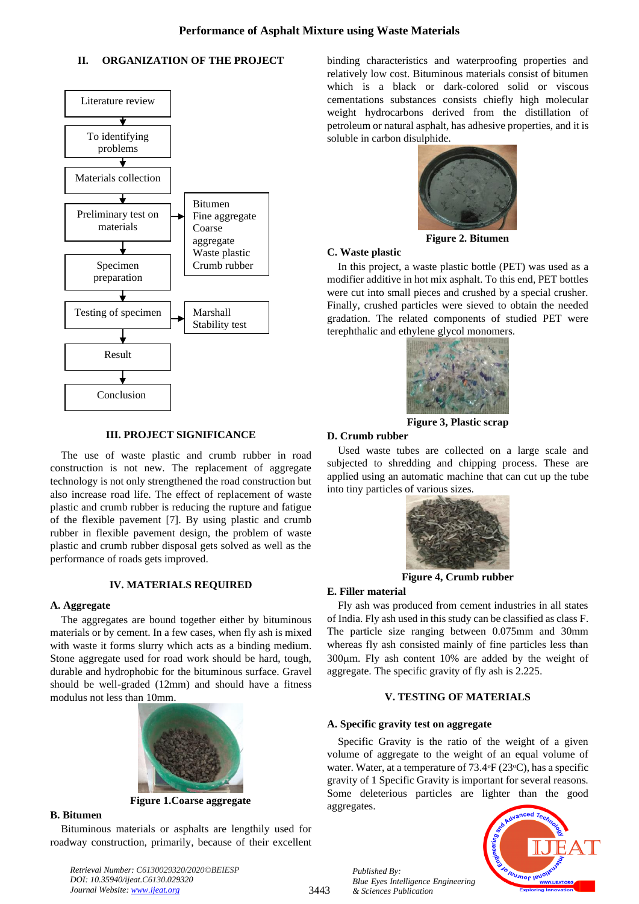## II. ORGANIZATION OF THE PROJECT

Literature review → To identifying problems → Materials collection → Preliminary test on materials (Bitumen, Fine aggregate, Coarse aggregate, Waste plastic, Crumb rubber) → Specimen preparation → Testing of specimen (Marshall Stability test) → Result → Conclusion

## III. PROJECT SIGNIFICANCE

The use of waste plastic and crumb rubber in road construction is not new. The replacement of aggregate technology is not only strengthened the road construction but also increase road life. The effect of replacement of waste plastic and crumb rubber is reducing the rupture and fatigue of the flexible pavement [7]. By using plastic and crumb rubber in flexible pavement design, the problem of waste plastic and crumb rubber disposal gets solved as well as the performance of roads gets improved.

## IV. MATERIALS REQUIRED

### A. Aggregate

The aggregates are bound together either by bituminous materials or by cement. In a few cases, when fly ash is mixed with waste it forms slurry which acts as a binding medium. Stone aggregate used for road work should be hard, tough, durable and hydrophobic for the bituminous surface. Gravel should be well-graded (12mm) and should have a fitness modulus not less than 10mm.

**Figure 1.Coarse aggregate**

### B. Bitumen

Bituminous materials or asphalts are lengthily used for roadway construction, primarily, because of their excellent binding characteristics and waterproofing properties and relatively low cost. Bituminous materials consist of bitumen which is a black or dark-colored solid or viscous cementations substances consists chiefly high molecular weight hydrocarbons derived from the distillation of petroleum or natural asphalt, has adhesive properties, and it is soluble in carbon disulphide.

**Figure 2. Bitumen**

### C. Waste plastic

In this project, a waste plastic bottle (PET) was used as a modifier additive in hot mix asphalt. To this end, PET bottles were cut into small pieces and crushed by a special crusher. Finally, crushed particles were sieved to obtain the needed gradation. The related components of studied PET were terephthalic and ethylene glycol monomers.

**Figure 3, Plastic scrap**

### D. Crumb rubber

Used waste tubes are collected on a large scale and subjected to shredding and chipping process. These are applied using an automatic machine that can cut up the tube into tiny particles of various sizes.

**Figure 4, Crumb rubber**

### E. Filler material

Fly ash was produced from cement industries in all states of India. Fly ash used in this study can be classified as class F. The particle size ranging between 0.075mm and 30mm whereas fly ash consisted mainly of fine particles less than 300µm. Fly ash content 10% are added by the weight of aggregate. The specific gravity of fly ash is 2.225.

## V. TESTING OF MATERIALS

### A. Specific gravity test on aggregate

Specific Gravity is the ratio of the weight of a given volume of aggregate to the weight of an equal volume of water. Water, at a temperature of 73.4°F (23°C), has a specific gravity of 1 Specific Gravity is important for several reasons. Some deleterious particles are lighter than the good aggregates.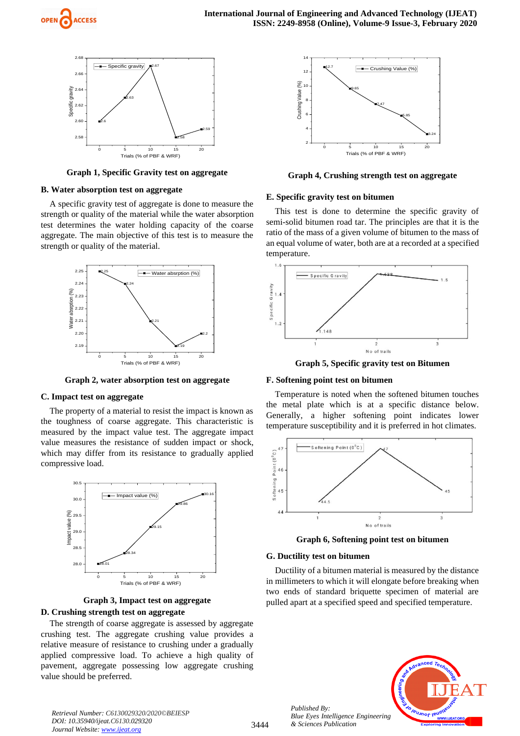**Graph 1, Specific Gravity test on aggregate**

### B. Water absorption test on aggregate

A specific gravity test of aggregate is done to measure the strength or quality of the material while the water absorption test determines the water holding capacity of the coarse aggregate. The main objective of this test is to measure the strength or quality of the material.

**Graph 2, water absorption test on aggregate**

### C. Impact test on aggregate

The property of a material to resist the impact is known as the toughness of coarse aggregate. This characteristic is measured by the impact value test. The aggregate impact value measures the resistance of sudden impact or shock, which may differ from its resistance to gradually applied compressive load.

**Graph 3, Impact test on aggregate**

### D. Crushing strength test on aggregate

The strength of coarse aggregate is assessed by aggregate crushing test. The aggregate crushing value provides a relative measure of resistance to crushing under a gradually applied compressive load. To achieve a high quality of pavement, aggregate possessing low aggregate crushing value should be preferred.

**Graph 4, Crushing strength test on aggregate**

### E. Specific gravity test on bitumen

This test is done to determine the specific gravity of semi-solid bitumen road tar. The principles are that it is the ratio of the mass of a given volume of bitumen to the mass of an equal volume of water, both are at a recorded at a specified temperature.

**Graph 5, Specific gravity test on Bitumen**

### F. Softening point test on bitumen

Temperature is noted when the softened bitumen touches the metal plate which is at a specific distance below. Generally, a higher softening point indicates lower temperature susceptibility and it is preferred in hot climates.

**Graph 6, Softening point test on bitumen**

### G. Ductility test on bitumen

Ductility of a bitumen material is measured by the distance in millimeters to which it will elongate before breaking when two ends of standard briquette specimen of material are pulled apart at a specified speed and specified temperature.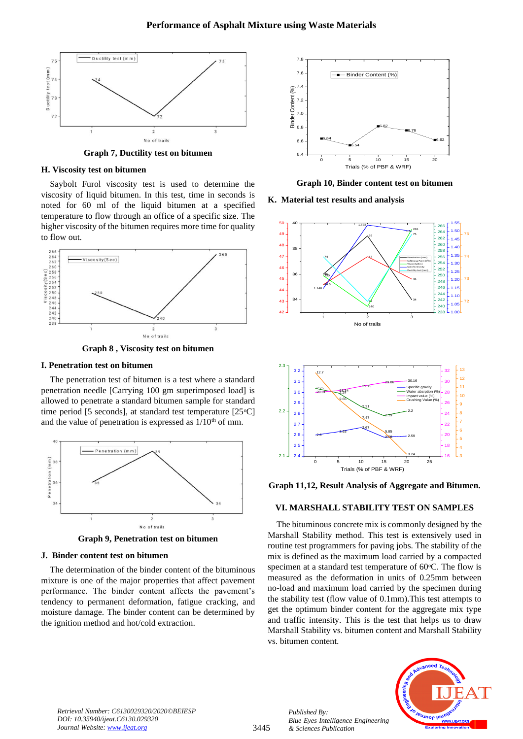Graph 7, Ductility test on bitumen

### H. Viscosity test on bitumen

Saybolt Furol viscosity test is used to determine the viscosity of liquid bitumen. In this test, time in seconds is noted for 60 ml of the liquid bitumen at a specified temperature to flow through an office of a specific size. The higher viscosity of the bitumen requires more time for quality to flow out.

Graph 8 , Viscosity test on bitumen

### I. Penetration test on bitumen

The penetration test of bitumen is a test where a standard penetration needle [Carrying 100 gm superimposed load] is allowed to penetrate a standard bitumen sample for standard time period [5 seconds], at standard test temperature [25°C] and the value of penetration is expressed as 1/10th of mm.

Graph 9, Penetration test on bitumen

### J. Binder content test on bitumen

The determination of the binder content of the bituminous mixture is one of the major properties that affect pavement performance. The binder content affects the pavement's tendency to permanent deformation, fatigue cracking, and moisture damage. The binder content can be determined by the ignition method and hot/cold extraction.

Graph 10, Binder content test on bitumen

### K. Material test results and analysis

Graph 11,12, Result Analysis of Aggregate and Bitumen.

## VI. MARSHALL STABILITY TEST ON SAMPLES

The bituminous concrete mix is commonly designed by the Marshall Stability method. This test is extensively used in routine test programmers for paving jobs. The stability of the mix is defined as the maximum load carried by a compacted specimen at a standard test temperature of 60°C. The flow is measured as the deformation in units of 0.25mm between no-load and maximum load carried by the specimen during the stability test (flow value of 0.1mm).This test attempts to get the optimum binder content for the aggregate mix type and traffic intensity. This is the test that helps us to draw Marshall Stability vs. bitumen content and Marshall Stability vs. bitumen content.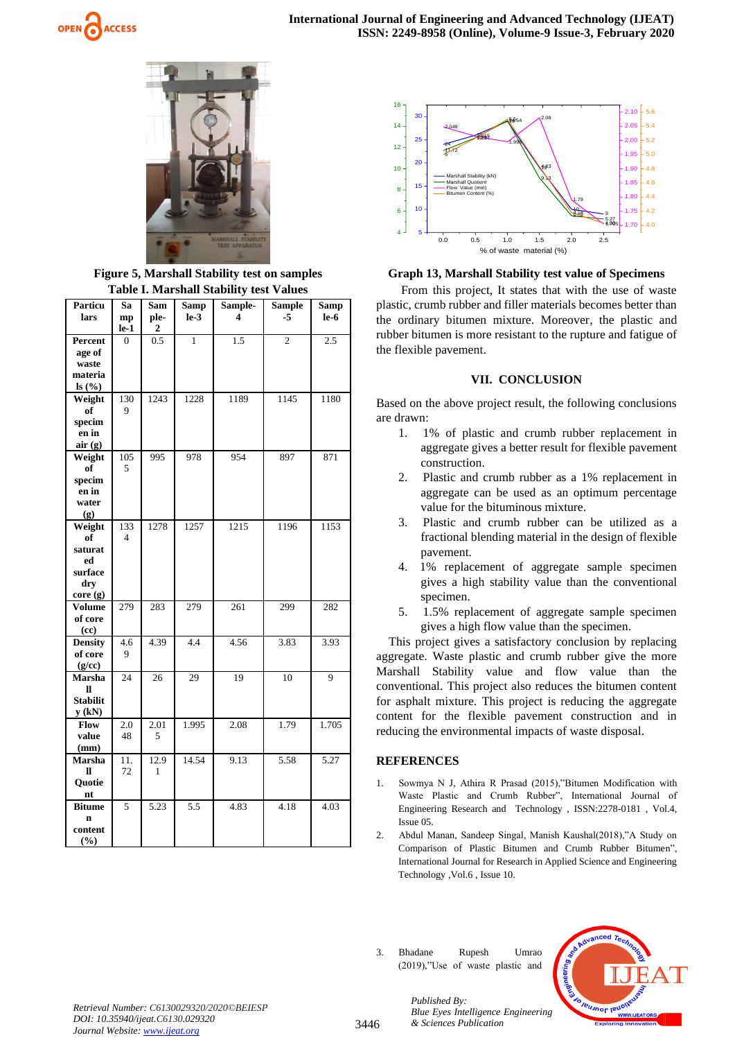Figure 5, Marshall Stability test on samples

**Table I. Marshall Stability test Values**

| Particulars | Sample-1 | Sample-2 | Sample-3 | Sample-4 | Sample-5 | Sample-6 |
|---|---|---|---|---|---|---|
| **Percentage of waste materials (%)** | 0 | 0.5 | 1 | 1.5 | 2 | 2.5 |
| **Weight of specimen in air (g)** | 1309 | 1243 | 1228 | 1189 | 1145 | 1180 |
| **Weight of specimen in water (g)** | 1055 | 995 | 978 | 954 | 897 | 871 |
| **Weight of saturated surface dry core (g)** | 1334 | 1278 | 1257 | 1215 | 1196 | 1153 |
| **Volume of core (cc)** | 279 | 283 | 279 | 261 | 299 | 282 |
| **Density of core (g/cc)** | 4.69 | 4.39 | 4.4 | 4.56 | 3.83 | 3.93 |
| **Marshall Stability (kN)** | 24 | 26 | 29 | 19 | 10 | 9 |
| **Flow value (mm)** | 2.048 | 2.015 | 1.995 | 2.08 | 1.79 | 1.705 |
| **Marshall Quotient** | 11.72 | 12.91 | 14.54 | 9.13 | 5.58 | 5.27 |
| **Bitumen content (%)** | 5 | 5.23 | 5.5 | 4.83 | 4.18 | 4.03 |

**Graph 13, Marshall Stability test value of Specimens**

From this project, It states that with the use of waste plastic, crumb rubber and filler materials becomes better than the ordinary bitumen mixture. Moreover, the plastic and rubber bitumen is more resistant to the rupture and fatigue of the flexible pavement.

## VII. CONCLUSION

Based on the above project result, the following conclusions are drawn:

1. 1% of plastic and crumb rubber replacement in aggregate gives a better result for flexible pavement construction.
2. Plastic and crumb rubber as a 1% replacement in aggregate can be used as an optimum percentage value for the bituminous mixture.
3. Plastic and crumb rubber can be utilized as a fractional blending material in the design of flexible pavement.
4. 1% replacement of aggregate sample specimen gives a high stability value than the conventional specimen.
5. 1.5% replacement of aggregate sample specimen gives a high flow value than the specimen.

This project gives a satisfactory conclusion by replacing aggregate. Waste plastic and crumb rubber give the more Marshall Stability value and flow value than the conventional. This project also reduces the bitumen content for asphalt mixture. This project is reducing the aggregate content for the flexible pavement construction and in reducing the environmental impacts of waste disposal.

## REFERENCES

1. Sowmya N J, Athira R Prasad (2015),"Bitumen Modification with Waste Plastic and Crumb Rubber", International Journal of Engineering Research and Technology , ISSN:2278-0181 , Vol.4, Issue 05.
2. Abdul Manan, Sandeep Singal, Manish Kaushal(2018),"A Study on Comparison of Plastic Bitumen and Crumb Rubber Bitumen", International Journal for Research in Applied Science and Engineering Technology ,Vol.6 , Issue 10.
3. Bhadane Rupesh Umrao (2019),"Use of waste plastic and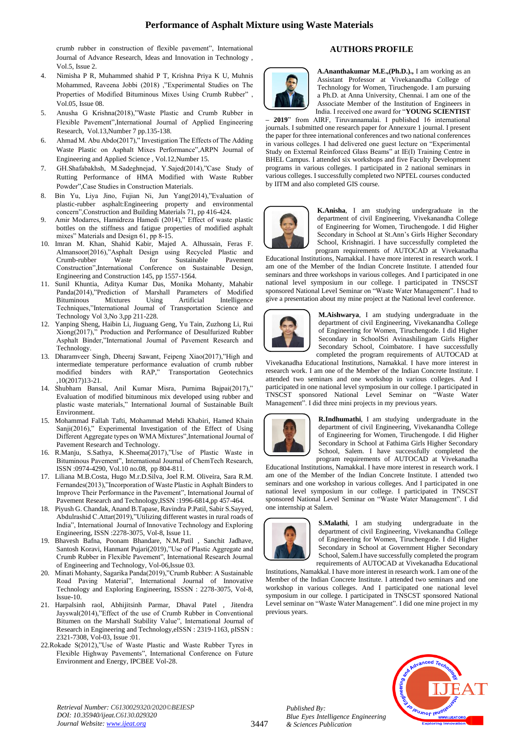crumb rubber in construction of flexible pavement", International Journal of Advance Research, Ideas and Innovation in Technology , Vol.5, Issue 2.

4. Nimisha P R, Muhammed shahid P T, Krishna Priya K U, Muhnis Mohammed, Raveena Jobbi (2018) ,"Experimental Studies on The Properties of Modified Bituminous Mixes Using Crumb Rubber" , Vol.05, Issue 08.
5. Anusha G Krishna(2018),"Waste Plastic and Crumb Rubber in Flexible Pavement",International Journal of Applied Engineering Research, Vol.13,Number 7 pp.135-138.
6. Ahmad M. Abu Abdo(2017)," Investigation The Effects of The Adding Waste Plastic on Asphalt Mixes Performance",ARPN Journal of Engineering and Applied Science , Vol.12,Number 15.
7. GH.Shafabakhsh, M.Sadeghnejad, Y.Sajed(2014),"Case Study of Rutting Performance of HMA Modified with Waste Rubber Powder",Case Studies in Construction Materials.
8. Bin Yu, Liya Jino, Fujian Ni, Jun Yang(2014),"Evaluation of plastic-rubber asphalt:Engineering property and environmental concern",Construction and Building Materials 71, pp 416-424.
9. Amir Modarres, Hamidreza Hamedi (2014)," Effect of waste plastic bottles on the stiffness and fatigue properties of modified asphalt mixes" Materials and Design 61, pp 8-15.
10. Imran M. Khan, Shahid Kabir, Majed A. Alhussain, Feras F. Almansoor(2016),"Asphalt Design using Recycled Plastic and Crumb-rubber Waste for Sustainable Pavement Construction",International Conference on Sustainable Design, Engineering and Construction 145, pp 1557-1564.
11. Sunil Khuntia, Aditya Kumar Das, Monika Mohanty, Mahabir Panda(2014),"Prediction of Marshall Parameters of Modified Bituminous Mixtures Using Artificial Intelligence Techniques,"International Journal of Transportation Science and Technology Vol 3,No 3,pp 211-228.
12. Yanping Sheng, Haibin Li, Jiuguang Geng, Yu Tain, Zuzhong Li, Rui Xiong(2017)," Production and Performance of Desulfurized Rubber Asphalt Binder,"International Journal of Pavement Research and Technology.
13. Dharamveer Singh, Dheeraj Sawant, Feipeng Xiao(2017),"High and intermediate temperature performance evaluation of crumb rubber modified binders with RAP," Transportation Geotechnics ,10(2017)13-21.
14. Shubham Bansal, Anil Kumar Misra, Purnima Bajpai(2017)," Evaluation of modified bituminous mix developed using rubber and plastic waste materials," International Journal of Sustainable Built Environment.
15. Mohammad Fallah Tafti, Mohammad Mehdi Khabiri, Hamed Khain Sanji(2016)," Experimental Investigation of the Effect of Using Different Aggregate types on WMA Mixtures",International Journal of Pavement Research and Technology.
16. R.Manju, S.Sathya, K.Sheema(2017),"Use of Plastic Waste in Bituminous Pavement", International Journal of ChemTech Research, ISSN :0974-4290, Vol.10 no.08, pp 804-811.
17. Liliana M.B.Costa, Hugo M.r.D.Silva, Joel R.M. Oliveira, Sara R.M. Fernandes(2013),"Incorporation of Waste Plastic in Asphalt Binders to Improve Their Performance in the Pavement", International Journal of Pavement Research and Technology,ISSN :1996-6814,pp 457-464.
18. Piyush G. Chandak, Anand B.Tapase, Ravindra P.Patil, Sabir S.Sayyed, Abdulrashid C.Attar(2019),"Utilizing different wastes in rural roads of India", International Journal of Innovative Technology and Exploring Engineering, ISSN :2278-3075, Vol-8, Issue 11.
19. Bhavesh Bafna, Poonam Bhandare, N.M.Patil , Sanchit Jadhave, Santosh Koravi, Hanmant Pujari(2019),"Use of Plastic Aggregate and Crumb Rubber in Flexible Pavement", International Research Journal of Engineering and Technology, Vol-06,Issue 03.
20. Minati Mohanty, Sagarika Panda(2019),"Crumb Rubber: A Sustainable Road Paving Material", International Journal of Innovative Technology and Exploring Engineering, ISSSN : 2278-3075, Vol-8, Issue-10.
21. Harpalsinh raol, Abhijitsinh Parmar, Dhaval Patel , Jitendra Jayswal(2014),"Effect of the use of Crumb Rubber in Conventional Bitumen on the Marshall Stability Value", International Journal of Research in Engineering and Technology,eISSN : 2319-1163, pISSN : 2321-7308, Vol-03, Issue :01.
22. Rokade S(2012),"Use of Waste Plastic and Waste Rubber Tyres in Flexible Highway Pavements", International Conference on Future Environment and Energy, IPCBEE Vol-28.

## AUTHORS PROFILE

**A.Ananthakumar M.E.,(Ph.D.),** I am working as an Assistant Professor at Vivekanandha College of Technology for Women, Tiruchengode. I am pursuing a Ph.D. at Anna University, Chennai. I am one of the Associate Member of the Institution of Engineers in India. I received one award for "**YOUNG SCIENTIST – 2019**" from AIRF, Tiruvannamalai. I published 16 international journals. I submitted one research paper for Annexure 1 journal. I present the paper for three international conferences and two national conferences in various colleges. I had delivered one guest lecture on "Experimental Study on External Reinforced Glass Beams" at IE(I) Training Centre in BHEL Campus. I attended six workshops and five Faculty Development programs in various colleges. I participated in 2 national seminars in various colleges. I successfully completed two NPTEL courses conducted by IITM and also completed GIS course.

**K.Anisha**, I am studying undergraduate in the department of civil Engineering, Vivekanandha College of Engineering for Women, Tiruchengode. I did Higher Secondary in School at St.Ann's Girls Higher Secondary School, Krishnagiri. I have successfully completed the program requirements of AUTOCAD at Vivekanadha Educational Institutions, Namakkal. I have more interest in research work. I am one of the Member of the Indian Concrete Institute. I attended four seminars and three workshops in various colleges. And I participated in one national level symposium in our college. I participated in TNSCST sponsored National Level Seminar on "Waste Water Management". I had to give a presentation about my mine project at the National level conference.

**M.Aishwarya**, I am studying undergraduate in the department of civil Engineering, Vivekanandha College of Engineering for Women, Tiruchengode. I did Higher Secondary in SchoolSri Avinashilingam Girls Higher Secondary School, Coimbatore. I have successfully completed the program requirements of AUTOCAD at Vivekanadha Educational Institutions, Namakkal. I have more interest in research work. I am one of the Member of the Indian Concrete Institute. I attended two seminars and one workshop in various colleges. And I participated in one national level symposium in our college. I participated in TNSCST sponsored National Level Seminar on "Waste Water Management". I did three mini projects in my previous years.

**R.Indhumathi**, I am studying undergraduate in the department of civil Engineering, Vivekanandha College of Engineering for Women, Tiruchengode. I did Higher Secondary in School at Fathima Girls Higher Secondary School, Salem. I have successfully completed the program requirements of AUTOCAD at Vivekanadha Educational Institutions, Namakkal. I have more interest in research work. I am one of the Member of the Indian Concrete Institute. I attended two seminars and one workshop in various colleges. And I participated in one national level symposium in our college. I participated in TNSCST sponsored National Level Seminar on "Waste Water Management". I did one internship at Salem.

**S.Malathi**, I am studying undergraduate in the department of civil Engineering, Vivekanandha College of Engineering for Women, Tiruchengode. I did Higher Secondary in School at Government Higher Secondary School, Salem.I have successfully completed the program requirements of AUTOCAD at Vivekanadha Educational Institutions, Namakkal. I have more interest in research work. I am one of the Member of the Indian Concrete Institute. I attended two seminars and one workshop in various colleges. And I participated one national level symposium in our college. I participated in TNSCST sponsored National Level seminar on "Waste Water Management". I did one mine project in my previous years.